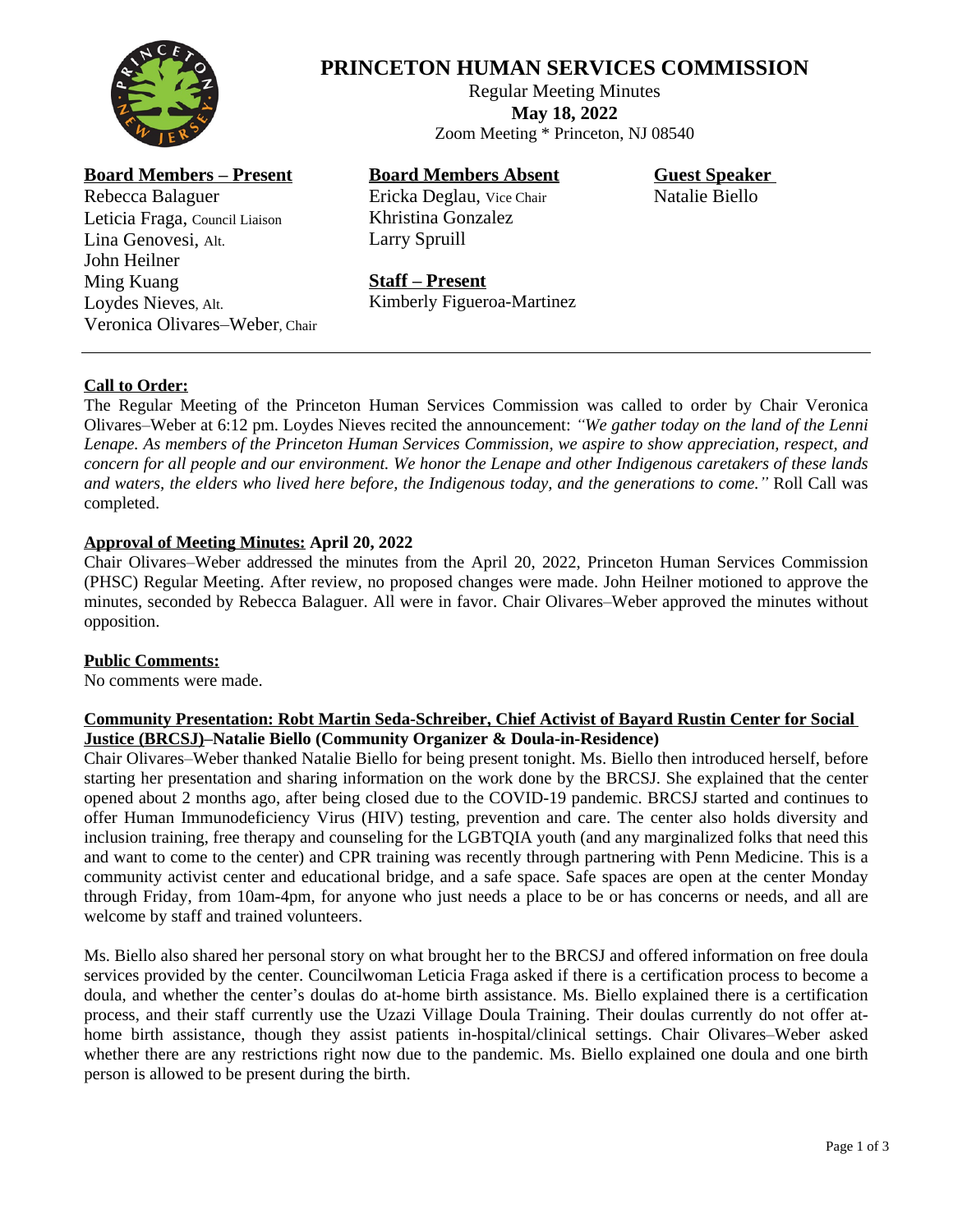# PRINCETON HUMAN SERVICES COMMISSION

Regular Meeting Minutes
**May 18, 2022**
Zoom Meeting * Princeton, NJ 08540

**Board Members – Present**
Rebecca Balaguer
Leticia Fraga, Council Liaison
Lina Genovesi, Alt.
John Heilner
Ming Kuang
Loydes Nieves, Alt.
Veronica Olivares–Weber, Chair

**Board Members Absent**
Ericka Deglau, Vice Chair
Khristina Gonzalez
Larry Spruill

**Staff – Present**
Kimberly Figueroa-Martinez

**Guest Speaker**
Natalie Biello

---

**Call to Order:**

The Regular Meeting of the Princeton Human Services Commission was called to order by Chair Veronica Olivares–Weber at 6:12 pm. Loydes Nieves recited the announcement: *"We gather today on the land of the Lenni Lenape. As members of the Princeton Human Services Commission, we aspire to show appreciation, respect, and concern for all people and our environment. We honor the Lenape and other Indigenous caretakers of these lands and waters, the elders who lived here before, the Indigenous today, and the generations to come."* Roll Call was completed.

**Approval of Meeting Minutes: April 20, 2022**

Chair Olivares–Weber addressed the minutes from the April 20, 2022, Princeton Human Services Commission (PHSC) Regular Meeting. After review, no proposed changes were made. John Heilner motioned to approve the minutes, seconded by Rebecca Balaguer. All were in favor. Chair Olivares–Weber approved the minutes without opposition.

**Public Comments:**

No comments were made.

**Community Presentation: Robt Martin Seda-Schreiber, Chief Activist of Bayard Rustin Center for Social Justice (BRCSJ)–Natalie Biello (Community Organizer & Doula-in-Residence)**

Chair Olivares–Weber thanked Natalie Biello for being present tonight. Ms. Biello then introduced herself, before starting her presentation and sharing information on the work done by the BRCSJ. She explained that the center opened about 2 months ago, after being closed due to the COVID-19 pandemic. BRCSJ started and continues to offer Human Immunodeficiency Virus (HIV) testing, prevention and care. The center also holds diversity and inclusion training, free therapy and counseling for the LGBTQIA youth (and any marginalized folks that need this and want to come to the center) and CPR training was recently through partnering with Penn Medicine. This is a community activist center and educational bridge, and a safe space. Safe spaces are open at the center Monday through Friday, from 10am-4pm, for anyone who just needs a place to be or has concerns or needs, and all are welcome by staff and trained volunteers.

Ms. Biello also shared her personal story on what brought her to the BRCSJ and offered information on free doula services provided by the center. Councilwoman Leticia Fraga asked if there is a certification process to become a doula, and whether the center's doulas do at-home birth assistance. Ms. Biello explained there is a certification process, and their staff currently use the Uzazi Village Doula Training. Their doulas currently do not offer at-home birth assistance, though they assist patients in-hospital/clinical settings. Chair Olivares–Weber asked whether there are any restrictions right now due to the pandemic. Ms. Biello explained one doula and one birth person is allowed to be present during the birth.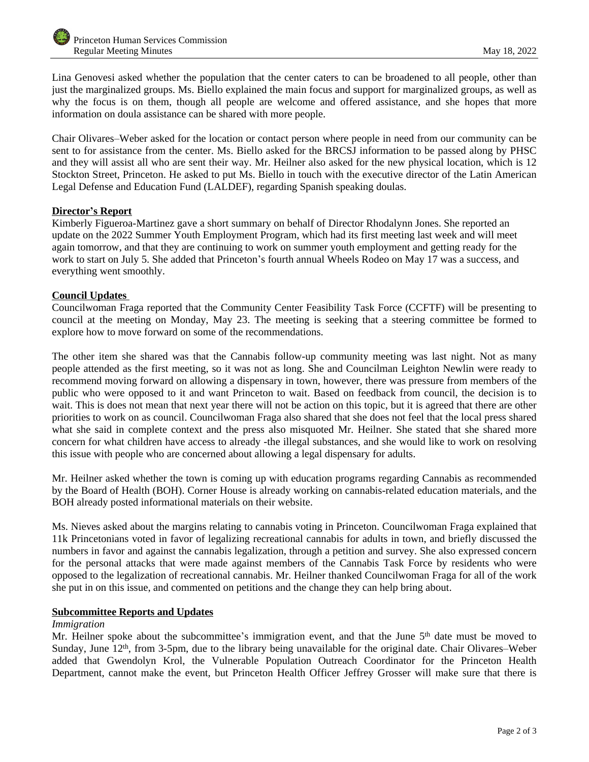Lina Genovesi asked whether the population that the center caters to can be broadened to all people, other than just the marginalized groups. Ms. Biello explained the main focus and support for marginalized groups, as well as why the focus is on them, though all people are welcome and offered assistance, and she hopes that more information on doula assistance can be shared with more people.

Chair Olivares–Weber asked for the location or contact person where people in need from our community can be sent to for assistance from the center. Ms. Biello asked for the BRCSJ information to be passed along by PHSC and they will assist all who are sent their way. Mr. Heilner also asked for the new physical location, which is 12 Stockton Street, Princeton. He asked to put Ms. Biello in touch with the executive director of the Latin American Legal Defense and Education Fund (LALDEF), regarding Spanish speaking doulas.

**Director's Report**

Kimberly Figueroa-Martinez gave a short summary on behalf of Director Rhodalynn Jones. She reported an update on the 2022 Summer Youth Employment Program, which had its first meeting last week and will meet again tomorrow, and that they are continuing to work on summer youth employment and getting ready for the work to start on July 5. She added that Princeton's fourth annual Wheels Rodeo on May 17 was a success, and everything went smoothly.

**Council Updates**

Councilwoman Fraga reported that the Community Center Feasibility Task Force (CCFTF) will be presenting to council at the meeting on Monday, May 23. The meeting is seeking that a steering committee be formed to explore how to move forward on some of the recommendations.

The other item she shared was that the Cannabis follow-up community meeting was last night. Not as many people attended as the first meeting, so it was not as long. She and Councilman Leighton Newlin were ready to recommend moving forward on allowing a dispensary in town, however, there was pressure from members of the public who were opposed to it and want Princeton to wait. Based on feedback from council, the decision is to wait. This is does not mean that next year there will not be action on this topic, but it is agreed that there are other priorities to work on as council. Councilwoman Fraga also shared that she does not feel that the local press shared what she said in complete context and the press also misquoted Mr. Heilner. She stated that she shared more concern for what children have access to already -the illegal substances, and she would like to work on resolving this issue with people who are concerned about allowing a legal dispensary for adults.

Mr. Heilner asked whether the town is coming up with education programs regarding Cannabis as recommended by the Board of Health (BOH). Corner House is already working on cannabis-related education materials, and the BOH already posted informational materials on their website.

Ms. Nieves asked about the margins relating to cannabis voting in Princeton. Councilwoman Fraga explained that 11k Princetonians voted in favor of legalizing recreational cannabis for adults in town, and briefly discussed the numbers in favor and against the cannabis legalization, through a petition and survey. She also expressed concern for the personal attacks that were made against members of the Cannabis Task Force by residents who were opposed to the legalization of recreational cannabis. Mr. Heilner thanked Councilwoman Fraga for all of the work she put in on this issue, and commented on petitions and the change they can help bring about.

**Subcommittee Reports and Updates**

*Immigration*

Mr. Heilner spoke about the subcommittee's immigration event, and that the June 5th date must be moved to Sunday, June 12th, from 3-5pm, due to the library being unavailable for the original date. Chair Olivares–Weber added that Gwendolyn Krol, the Vulnerable Population Outreach Coordinator for the Princeton Health Department, cannot make the event, but Princeton Health Officer Jeffrey Grosser will make sure that there is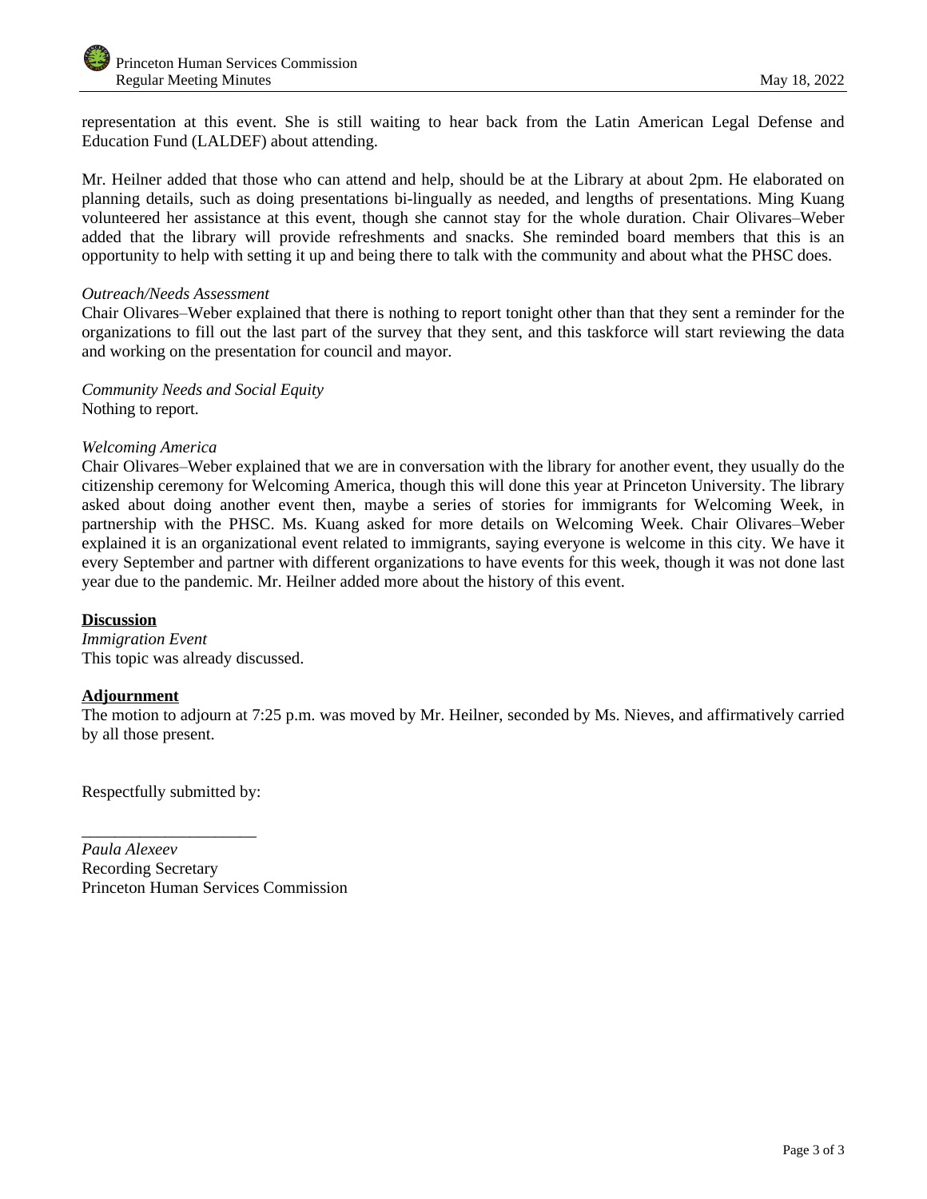representation at this event. She is still waiting to hear back from the Latin American Legal Defense and Education Fund (LALDEF) about attending.

Mr. Heilner added that those who can attend and help, should be at the Library at about 2pm. He elaborated on planning details, such as doing presentations bi-lingually as needed, and lengths of presentations. Ming Kuang volunteered her assistance at this event, though she cannot stay for the whole duration. Chair Olivares–Weber added that the library will provide refreshments and snacks. She reminded board members that this is an opportunity to help with setting it up and being there to talk with the community and about what the PHSC does.

*Outreach/Needs Assessment*
Chair Olivares–Weber explained that there is nothing to report tonight other than that they sent a reminder for the organizations to fill out the last part of the survey that they sent, and this taskforce will start reviewing the data and working on the presentation for council and mayor.

*Community Needs and Social Equity*
Nothing to report.

*Welcoming America*
Chair Olivares–Weber explained that we are in conversation with the library for another event, they usually do the citizenship ceremony for Welcoming America, though this will done this year at Princeton University. The library asked about doing another event then, maybe a series of stories for immigrants for Welcoming Week, in partnership with the PHSC. Ms. Kuang asked for more details on Welcoming Week. Chair Olivares–Weber explained it is an organizational event related to immigrants, saying everyone is welcome in this city. We have it every September and partner with different organizations to have events for this week, though it was not done last year due to the pandemic. Mr. Heilner added more about the history of this event.

**Discussion**
*Immigration Event*
This topic was already discussed.

**Adjournment**
The motion to adjourn at 7:25 p.m. was moved by Mr. Heilner, seconded by Ms. Nieves, and affirmatively carried by all those present.

Respectfully submitted by:

_____________________
*Paula Alexeev*
Recording Secretary
Princeton Human Services Commission